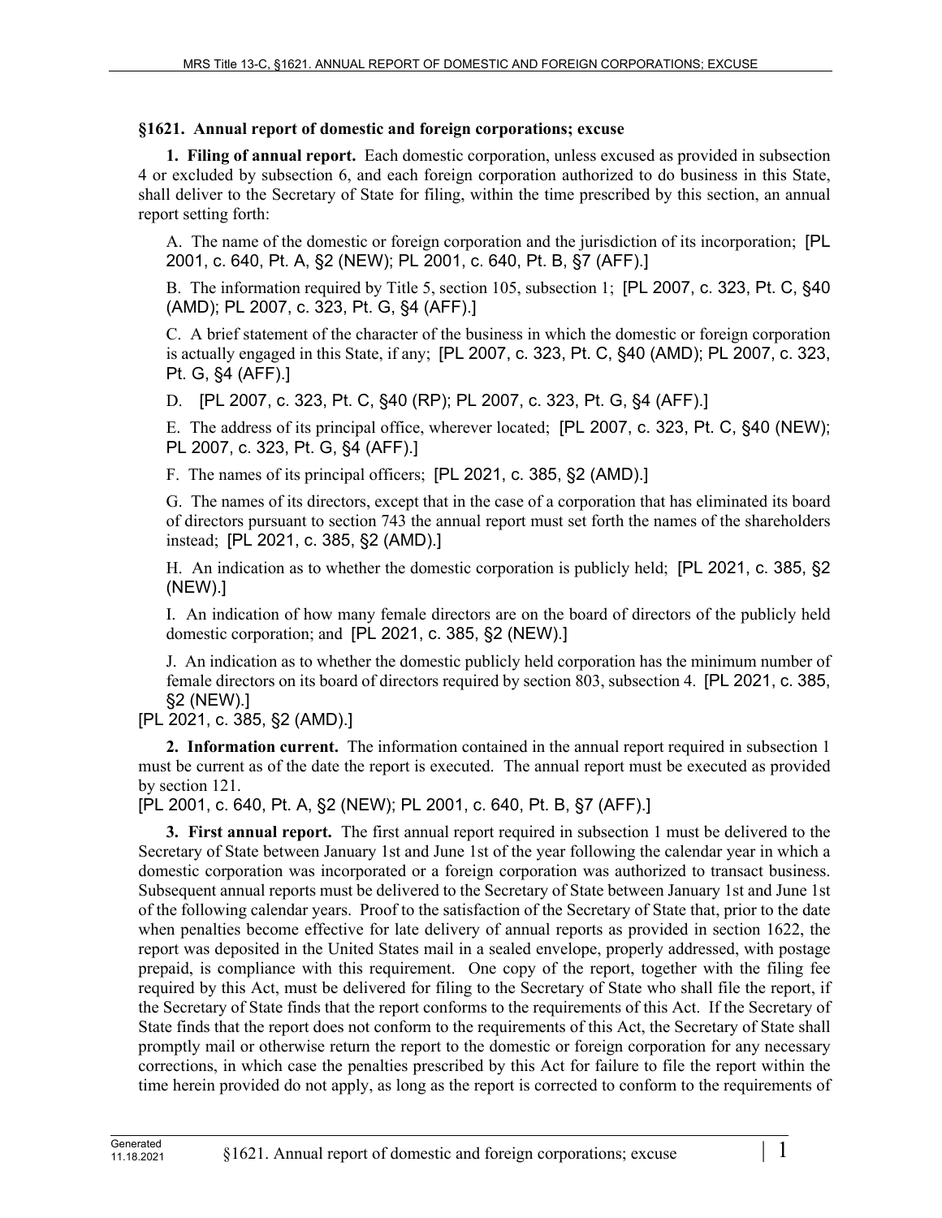### §1621. Annual report of domestic and foreign corporations; excuse

**1. Filing of annual report.** Each domestic corporation, unless excused as provided in subsection 4 or excluded by subsection 6, and each foreign corporation authorized to do business in this State, shall deliver to the Secretary of State for filing, within the time prescribed by this section, an annual report setting forth:

A. The name of the domestic or foreign corporation and the jurisdiction of its incorporation; [PL 2001, c. 640, Pt. A, §2 (NEW); PL 2001, c. 640, Pt. B, §7 (AFF).]

B. The information required by Title 5, section 105, subsection 1; [PL 2007, c. 323, Pt. C, §40 (AMD); PL 2007, c. 323, Pt. G, §4 (AFF).]

C. A brief statement of the character of the business in which the domestic or foreign corporation is actually engaged in this State, if any; [PL 2007, c. 323, Pt. C, §40 (AMD); PL 2007, c. 323, Pt. G, §4 (AFF).]

D. [PL 2007, c. 323, Pt. C, §40 (RP); PL 2007, c. 323, Pt. G, §4 (AFF).]

E. The address of its principal office, wherever located; [PL 2007, c. 323, Pt. C, §40 (NEW); PL 2007, c. 323, Pt. G, §4 (AFF).]

F. The names of its principal officers; [PL 2021, c. 385, §2 (AMD).]

G. The names of its directors, except that in the case of a corporation that has eliminated its board of directors pursuant to section 743 the annual report must set forth the names of the shareholders instead; [PL 2021, c. 385, §2 (AMD).]

H. An indication as to whether the domestic corporation is publicly held; [PL 2021, c. 385, §2 (NEW).]

I. An indication of how many female directors are on the board of directors of the publicly held domestic corporation; and [PL 2021, c. 385, §2 (NEW).]

J. An indication as to whether the domestic publicly held corporation has the minimum number of female directors on its board of directors required by section 803, subsection 4. [PL 2021, c. 385, §2 (NEW).]

[PL 2021, c. 385, §2 (AMD).]

**2. Information current.** The information contained in the annual report required in subsection 1 must be current as of the date the report is executed. The annual report must be executed as provided by section 121.

[PL 2001, c. 640, Pt. A, §2 (NEW); PL 2001, c. 640, Pt. B, §7 (AFF).]

**3. First annual report.** The first annual report required in subsection 1 must be delivered to the Secretary of State between January 1st and June 1st of the year following the calendar year in which a domestic corporation was incorporated or a foreign corporation was authorized to transact business. Subsequent annual reports must be delivered to the Secretary of State between January 1st and June 1st of the following calendar years. Proof to the satisfaction of the Secretary of State that, prior to the date when penalties become effective for late delivery of annual reports as provided in section 1622, the report was deposited in the United States mail in a sealed envelope, properly addressed, with postage prepaid, is compliance with this requirement. One copy of the report, together with the filing fee required by this Act, must be delivered for filing to the Secretary of State who shall file the report, if the Secretary of State finds that the report conforms to the requirements of this Act. If the Secretary of State finds that the report does not conform to the requirements of this Act, the Secretary of State shall promptly mail or otherwise return the report to the domestic or foreign corporation for any necessary corrections, in which case the penalties prescribed by this Act for failure to file the report within the time herein provided do not apply, as long as the report is corrected to conform to the requirements of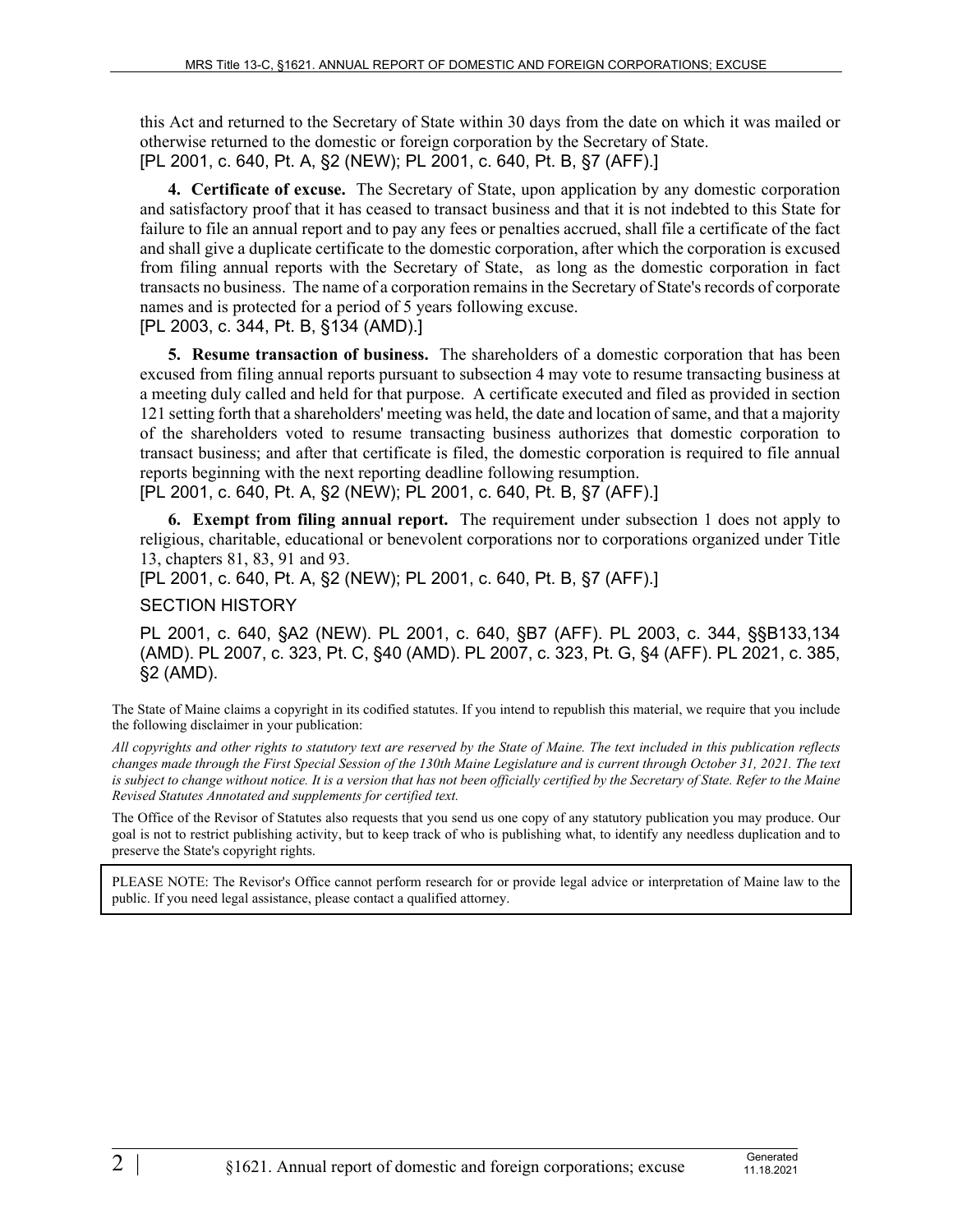this Act and returned to the Secretary of State within 30 days from the date on which it was mailed or otherwise returned to the domestic or foreign corporation by the Secretary of State.
[PL 2001, c. 640, Pt. A, §2 (NEW); PL 2001, c. 640, Pt. B, §7 (AFF).]

**4. Certificate of excuse.** The Secretary of State, upon application by any domestic corporation and satisfactory proof that it has ceased to transact business and that it is not indebted to this State for failure to file an annual report and to pay any fees or penalties accrued, shall file a certificate of the fact and shall give a duplicate certificate to the domestic corporation, after which the corporation is excused from filing annual reports with the Secretary of State, as long as the domestic corporation in fact transacts no business. The name of a corporation remains in the Secretary of State's records of corporate names and is protected for a period of 5 years following excuse.
[PL 2003, c. 344, Pt. B, §134 (AMD).]

**5. Resume transaction of business.** The shareholders of a domestic corporation that has been excused from filing annual reports pursuant to subsection 4 may vote to resume transacting business at a meeting duly called and held for that purpose. A certificate executed and filed as provided in section 121 setting forth that a shareholders' meeting was held, the date and location of same, and that a majority of the shareholders voted to resume transacting business authorizes that domestic corporation to transact business; and after that certificate is filed, the domestic corporation is required to file annual reports beginning with the next reporting deadline following resumption.
[PL 2001, c. 640, Pt. A, §2 (NEW); PL 2001, c. 640, Pt. B, §7 (AFF).]

**6. Exempt from filing annual report.** The requirement under subsection 1 does not apply to religious, charitable, educational or benevolent corporations nor to corporations organized under Title 13, chapters 81, 83, 91 and 93.
[PL 2001, c. 640, Pt. A, §2 (NEW); PL 2001, c. 640, Pt. B, §7 (AFF).]

SECTION HISTORY

PL 2001, c. 640, §A2 (NEW). PL 2001, c. 640, §B7 (AFF). PL 2003, c. 344, §§B133,134 (AMD). PL 2007, c. 323, Pt. C, §40 (AMD). PL 2007, c. 323, Pt. G, §4 (AFF). PL 2021, c. 385, §2 (AMD).

The State of Maine claims a copyright in its codified statutes. If you intend to republish this material, we require that you include the following disclaimer in your publication:

*All copyrights and other rights to statutory text are reserved by the State of Maine. The text included in this publication reflects changes made through the First Special Session of the 130th Maine Legislature and is current through October 31, 2021. The text is subject to change without notice. It is a version that has not been officially certified by the Secretary of State. Refer to the Maine Revised Statutes Annotated and supplements for certified text.*

The Office of the Revisor of Statutes also requests that you send us one copy of any statutory publication you may produce. Our goal is not to restrict publishing activity, but to keep track of who is publishing what, to identify any needless duplication and to preserve the State's copyright rights.

PLEASE NOTE: The Revisor's Office cannot perform research for or provide legal advice or interpretation of Maine law to the public. If you need legal assistance, please contact a qualified attorney.